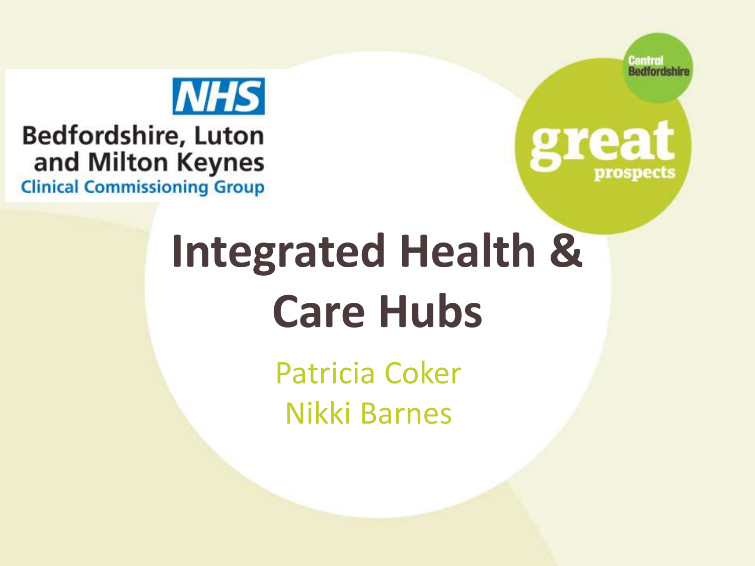NHS

Bedfordshire, Luton and Milton Keynes Clinical Commissioning Group

Central Bedfordshire

great prospects

# Integrated Health & Care Hubs

Patricia Coker

Nikki Barnes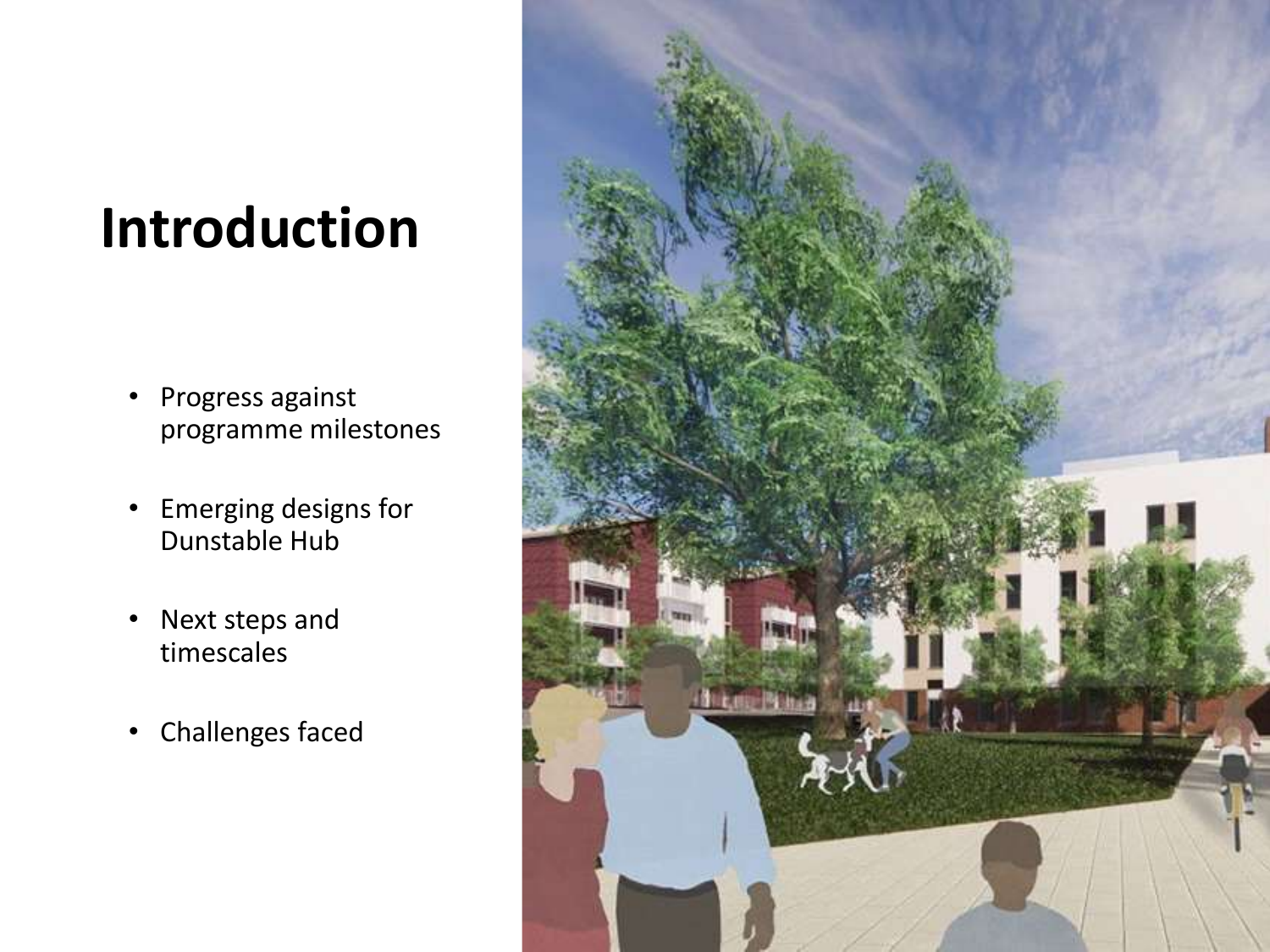# Introduction

- Progress against programme milestones
- Emerging designs for Dunstable Hub
- Next steps and timescales
- Challenges faced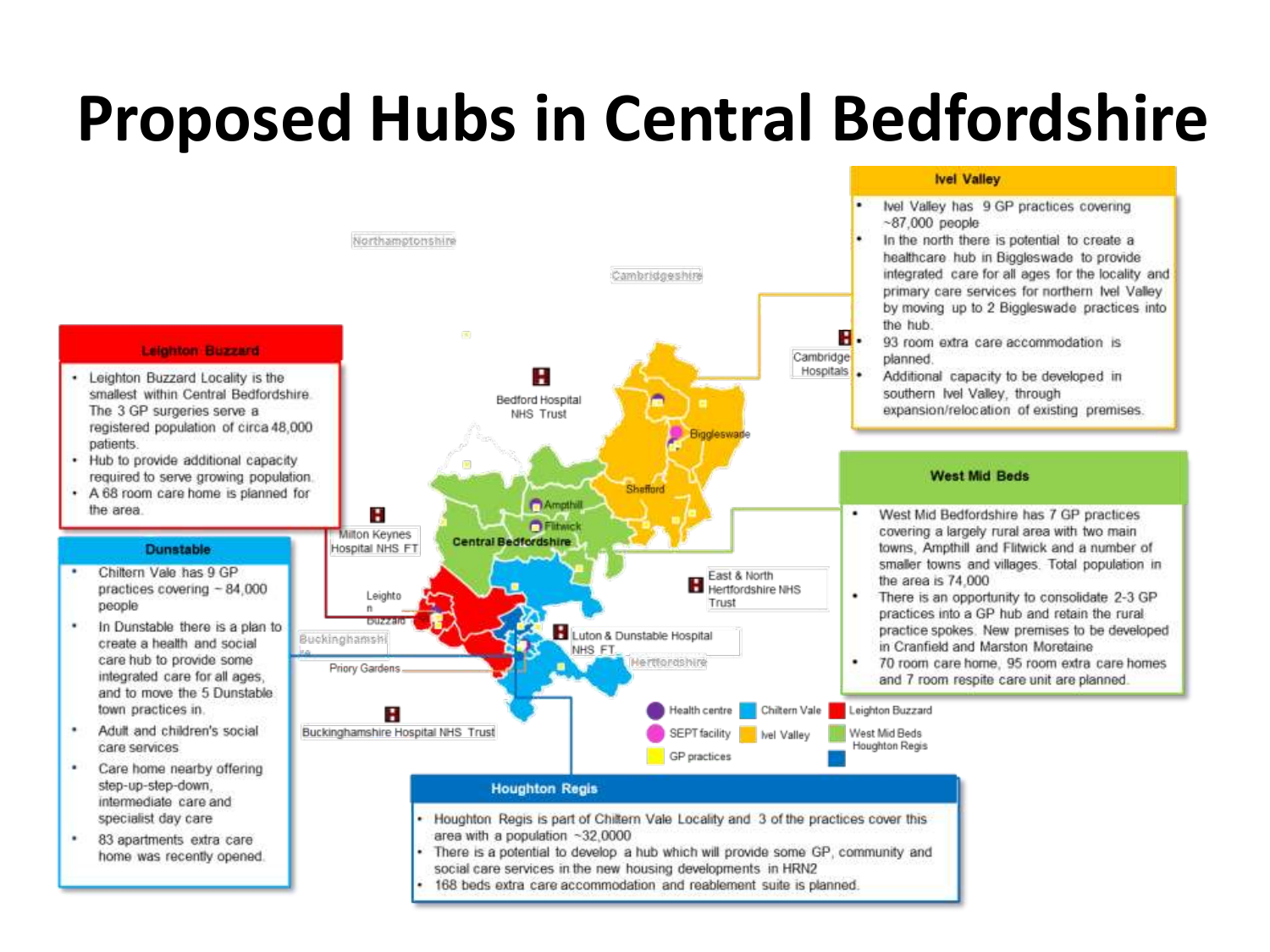# Proposed Hubs in Central Bedfordshire

## Ivel Valley

- Ivel Valley has 9 GP practices covering ~87,000 people
- In the north there is potential to create a healthcare hub in Biggleswade to provide integrated care for all ages for the locality and primary care services for northern Ivel Valley by moving up to 2 Biggleswade practices into the hub.
- 93 room extra care accommodation is planned.
- Additional capacity to be developed in southern Ivel Valley, through expansion/relocation of existing premises.

## Leighton Buzzard

- Leighton Buzzard Locality is the smallest within Central Bedfordshire. The 3 GP surgeries serve a registered population of circa 48,000 patients.
- Hub to provide additional capacity required to serve growing population.
- A 68 room care home is planned for the area.

## Dunstable

- Chiltern Vale has 9 GP practices covering ~ 84,000 people
- In Dunstable there is a plan to create a health and social care hub to provide some integrated care for all ages, and to move the 5 Dunstable town practices in.
- Adult and children's social care services
- Care home nearby offering step-up-step-down, intermediate care and specialist day care
- 83 apartments extra care home was recently opened.

## West Mid Beds

- West Mid Bedfordshire has 7 GP practices covering a largely rural area with two main towns, Ampthill and Flitwick and a number of smaller towns and villages. Total population in the area is 74,000
- There is an opportunity to consolidate 2-3 GP practices into a GP hub and retain the rural practice spokes. New premises to be developed in Cranfield and Marston Moretaine
- 70 room care home, 95 room extra care homes and 7 room respite care unit are planned.

## Houghton Regis

- Houghton Regis is part of Chiltern Vale Locality and 3 of the practices cover this area with a population ~32,0000
- There is a potential to develop a hub which will provide some GP, community and social care services in the new housing developments in HRN2
- 168 beds extra care accommodation and reablement suite is planned.

Map labels: Northamptonshire, Cambridgeshire, Cambridge Hospitals, Bedford Hospital NHS Trust, Biggleswade, Shefford, Ampthill, Flitwick, Central Bedfordshire, Milton Keynes Hospital NHS FT, Leighton Buzzard, East & North Hertfordshire NHS Trust, Luton & Dunstable Hospital NHS FT, Buckinghamshire, Hertfordshire, Priory Gardens, Buckinghamshire Hospital NHS Trust

Legend: Health centre, SEPT facility, GP practices, Chiltern Vale, Ivel Valley, Leighton Buzzard, West Mid Beds, Houghton Regis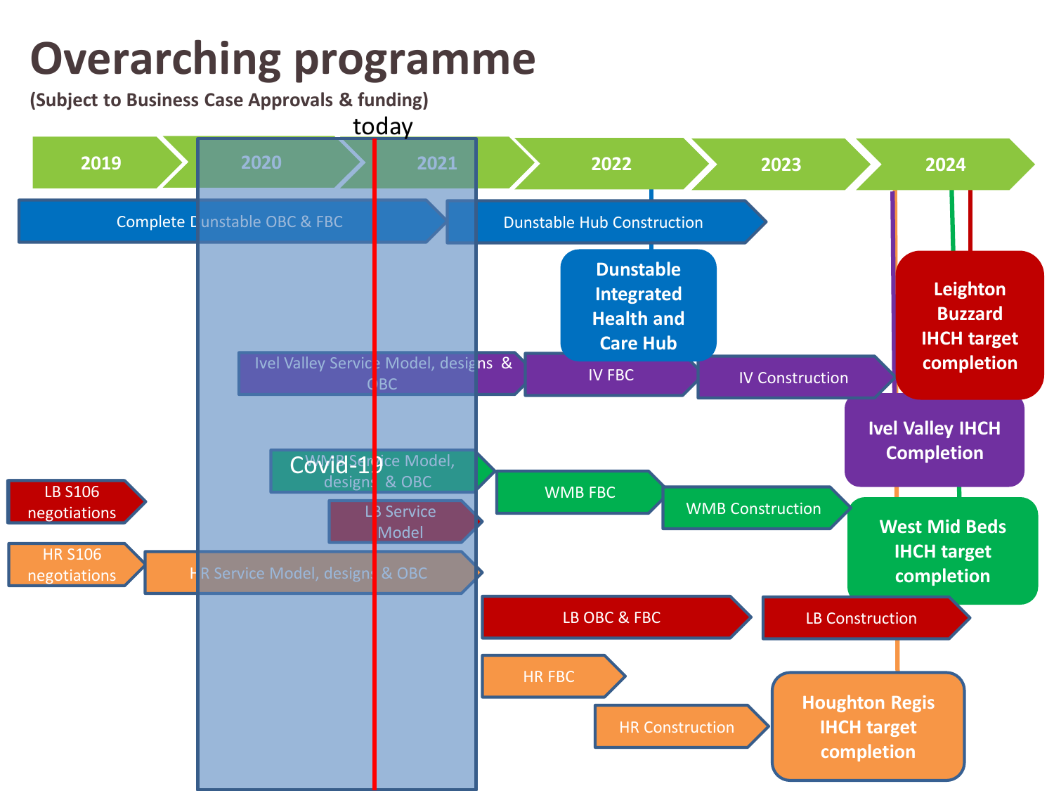# Overarching programme

**(Subject to Business Case Approvals & funding)**

today

2019 | 2020 | 2021 | 2022 | 2023 | 2024

- Complete Dunstable OBC & FBC
- Dunstable Hub Construction
- **Dunstable Integrated Health and Care Hub**
- Ivel Valley Service Model, designs & OBC
- IV FBC
- IV Construction
- **Ivel Valley IHCH Completion**
- **Leighton Buzzard IHCH target completion**
- Covid-19
- WMB Service Model, designs & OBC
- WMB FBC
- WMB Construction
- **West Mid Beds IHCH target completion**
- LB S106 negotiations
- LB Service Model
- LB OBC & FBC
- LB Construction
- HR S106 negotiations
- HR Service Model, designs & OBC
- HR FBC
- HR Construction
- **Houghton Regis IHCH target completion**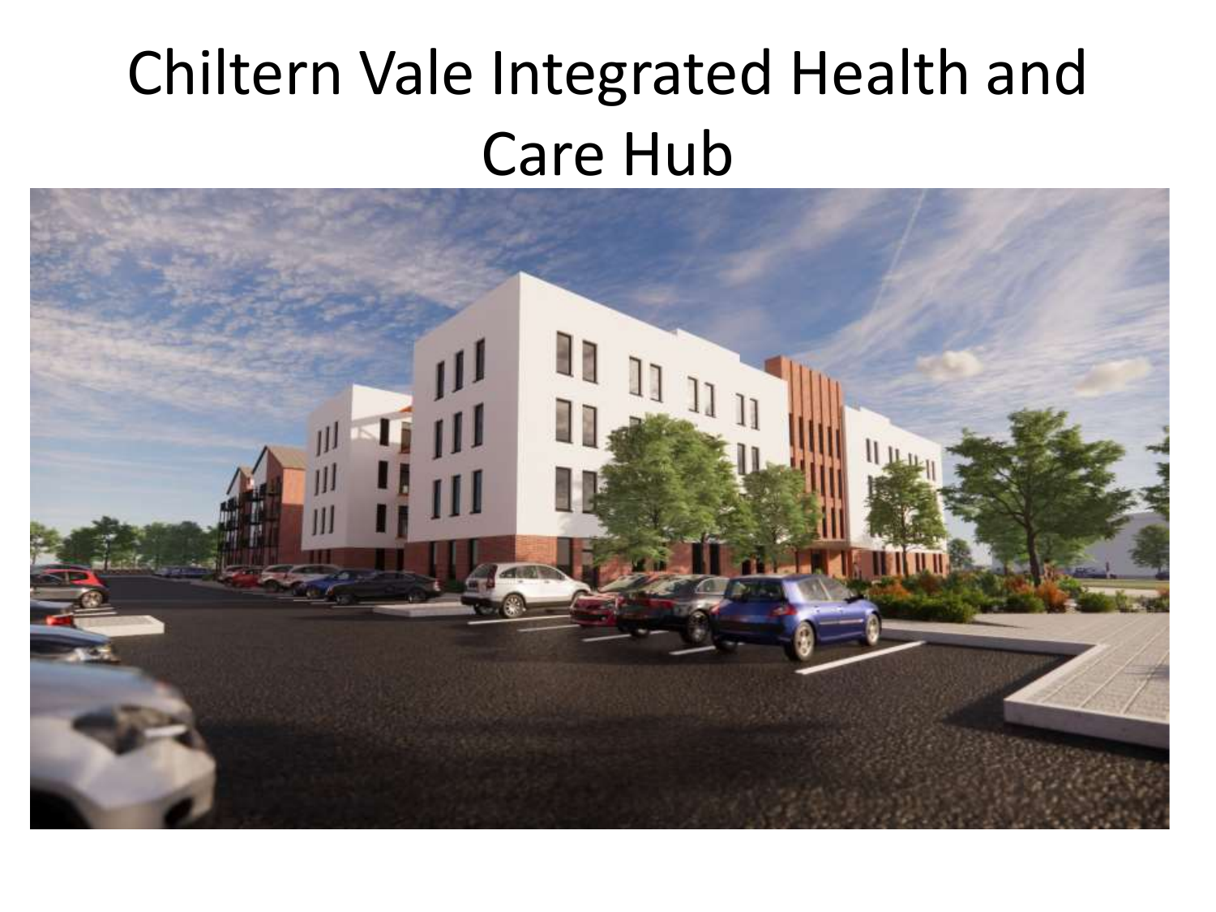# Chiltern Vale Integrated Health and Care Hub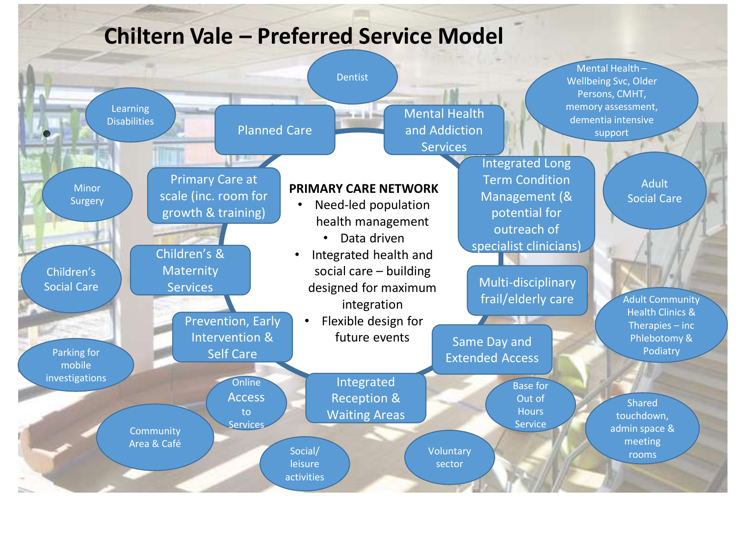# Chiltern Vale – Preferred Service Model

**PRIMARY CARE NETWORK**

- Need-led population health management
  - Data driven
- Integrated health and social care – building designed for maximum integration
- Flexible design for future events

Planned Care

Mental Health and Addiction Services

Integrated Long Term Condition Management (& potential for outreach of specialist clinicians)

Multi-disciplinary frail/elderly care

Same Day and Extended Access

Integrated Reception & Waiting Areas

Prevention, Early Intervention & Self Care

Children's & Maternity Services

Primary Care at scale (inc. room for growth & training)

Dentist

Mental Health – Wellbeing Svc, Older Persons, CMHT, memory assessment, dementia intensive support

Adult Social Care

Adult Community Health Clinics & Therapies – inc Phlebotomy & Podiatry

Shared touchdown, admin space & meeting rooms

Base for Out of Hours Service

Voluntary sector

Social/ leisure activities

Online Access to Services

Community Area & Café

Parking for mobile investigations

Children's Social Care

Minor Surgery

Learning Disabilities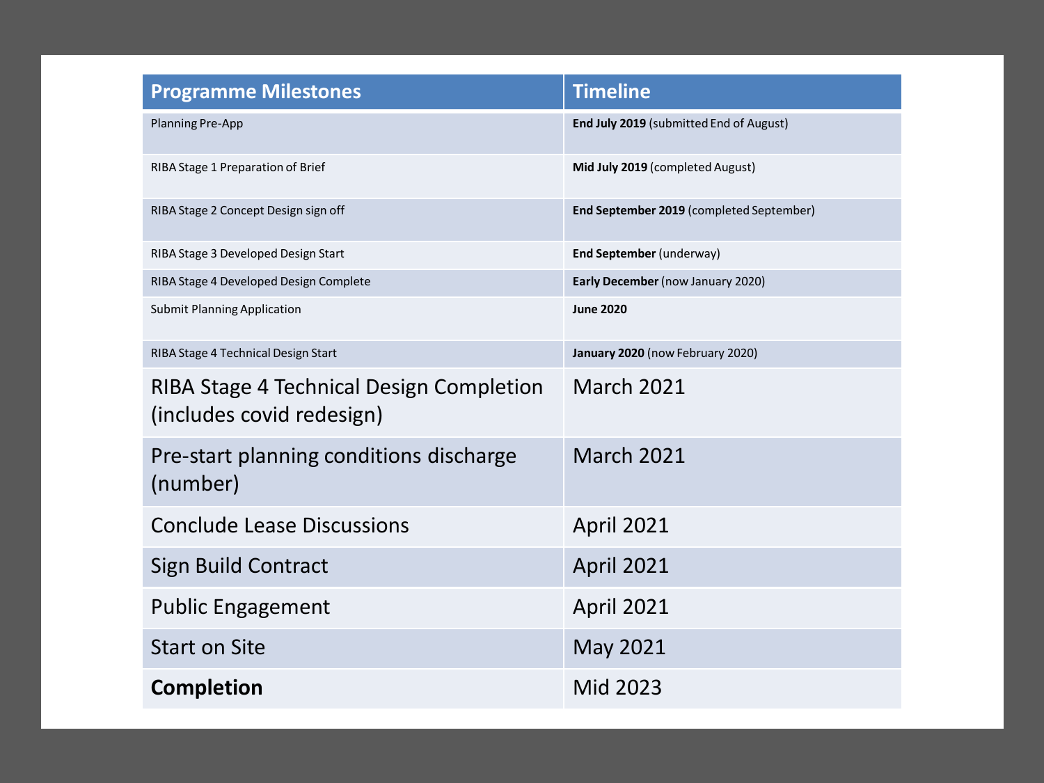| Programme Milestones | Timeline |
| --- | --- |
| Planning Pre-App | **End July 2019** (submitted End of August) |
| RIBA Stage 1 Preparation of Brief | **Mid July 2019** (completed August) |
| RIBA Stage 2 Concept Design sign off | **End September 2019** (completed September) |
| RIBA Stage 3 Developed Design Start | **End September** (underway) |
| RIBA Stage 4 Developed Design Complete | **Early December** (now January 2020) |
| Submit Planning Application | **June 2020** |
| RIBA Stage 4 Technical Design Start | **January 2020** (now February 2020) |
| RIBA Stage 4 Technical Design Completion (includes covid redesign) | March 2021 |
| Pre-start planning conditions discharge (number) | March 2021 |
| Conclude Lease Discussions | April 2021 |
| Sign Build Contract | April 2021 |
| Public Engagement | April 2021 |
| Start on Site | May 2021 |
| **Completion** | Mid 2023 |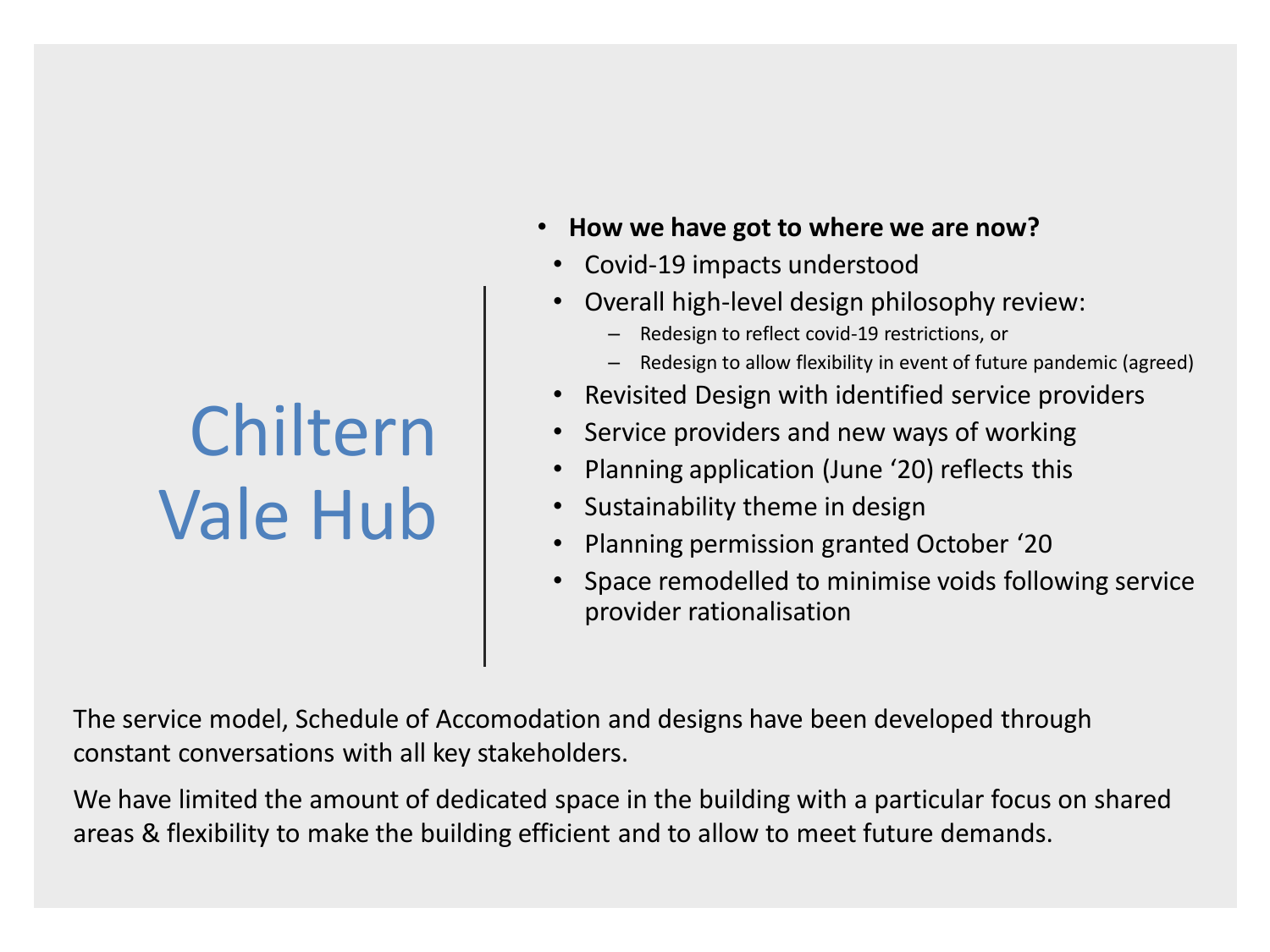# Chiltern Vale Hub

- **How we have got to where we are now?**
  - Covid-19 impacts understood
  - Overall high-level design philosophy review:
    - Redesign to reflect covid-19 restrictions, or
    - Redesign to allow flexibility in event of future pandemic (agreed)
  - Revisited Design with identified service providers
  - Service providers and new ways of working
  - Planning application (June '20) reflects this
  - Sustainability theme in design
  - Planning permission granted October '20
  - Space remodelled to minimise voids following service provider rationalisation

The service model, Schedule of Accomodation and designs have been developed through constant conversations with all key stakeholders.

We have limited the amount of dedicated space in the building with a particular focus on shared areas & flexibility to make the building efficient and to allow to meet future demands.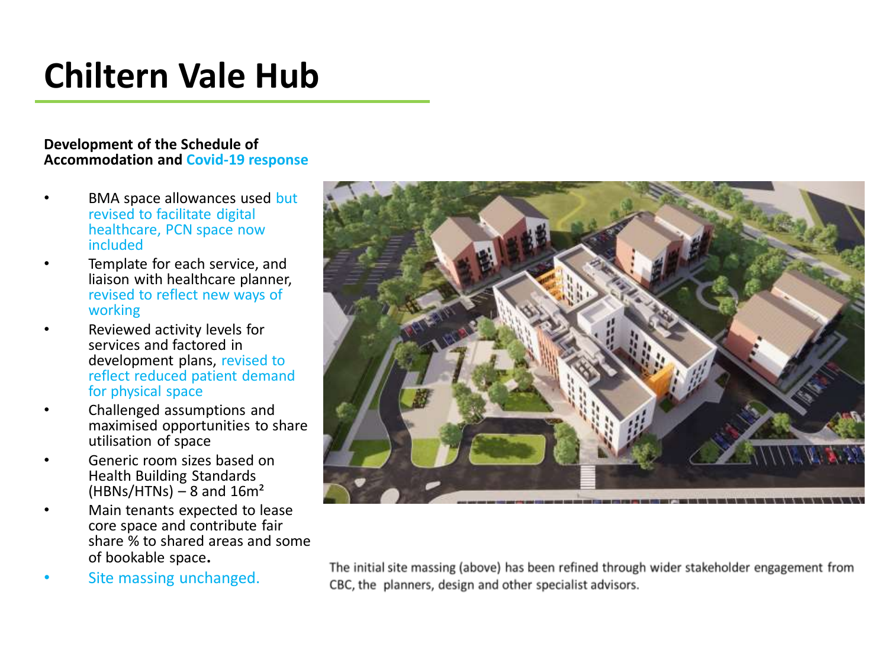# Chiltern Vale Hub

**Development of the Schedule of Accommodation and Covid-19 response**

- BMA space allowances used but revised to facilitate digital healthcare, PCN space now included
- Template for each service, and liaison with healthcare planner, revised to reflect new ways of working
- Reviewed activity levels for services and factored in development plans, revised to reflect reduced patient demand for physical space
- Challenged assumptions and maximised opportunities to share utilisation of space
- Generic room sizes based on Health Building Standards (HBNs/HTNs) – 8 and 16m²
- Main tenants expected to lease core space and contribute fair share % to shared areas and some of bookable space**.**
- Site massing unchanged.

The initial site massing (above) has been refined through wider stakeholder engagement from CBC, the planners, design and other specialist advisors.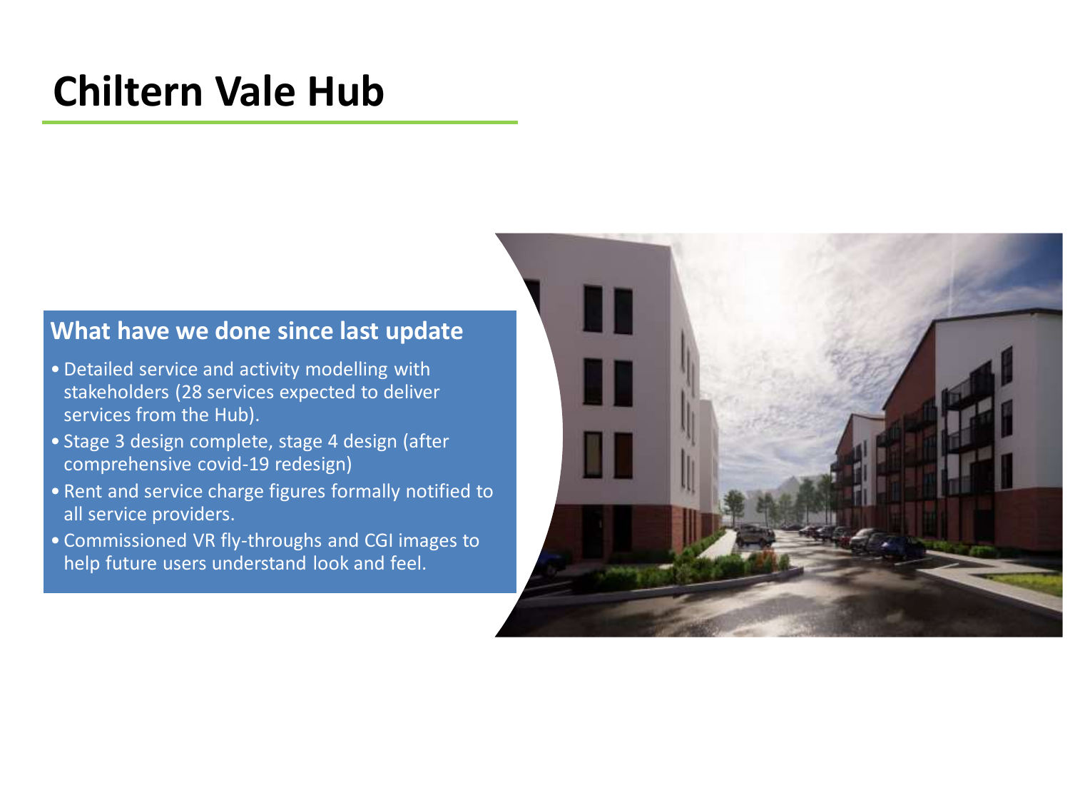# Chiltern Vale Hub

## What have we done since last update

- Detailed service and activity modelling with stakeholders (28 services expected to deliver services from the Hub).
- Stage 3 design complete, stage 4 design (after comprehensive covid-19 redesign)
- Rent and service charge figures formally notified to all service providers.
- Commissioned VR fly-throughs and CGI images to help future users understand look and feel.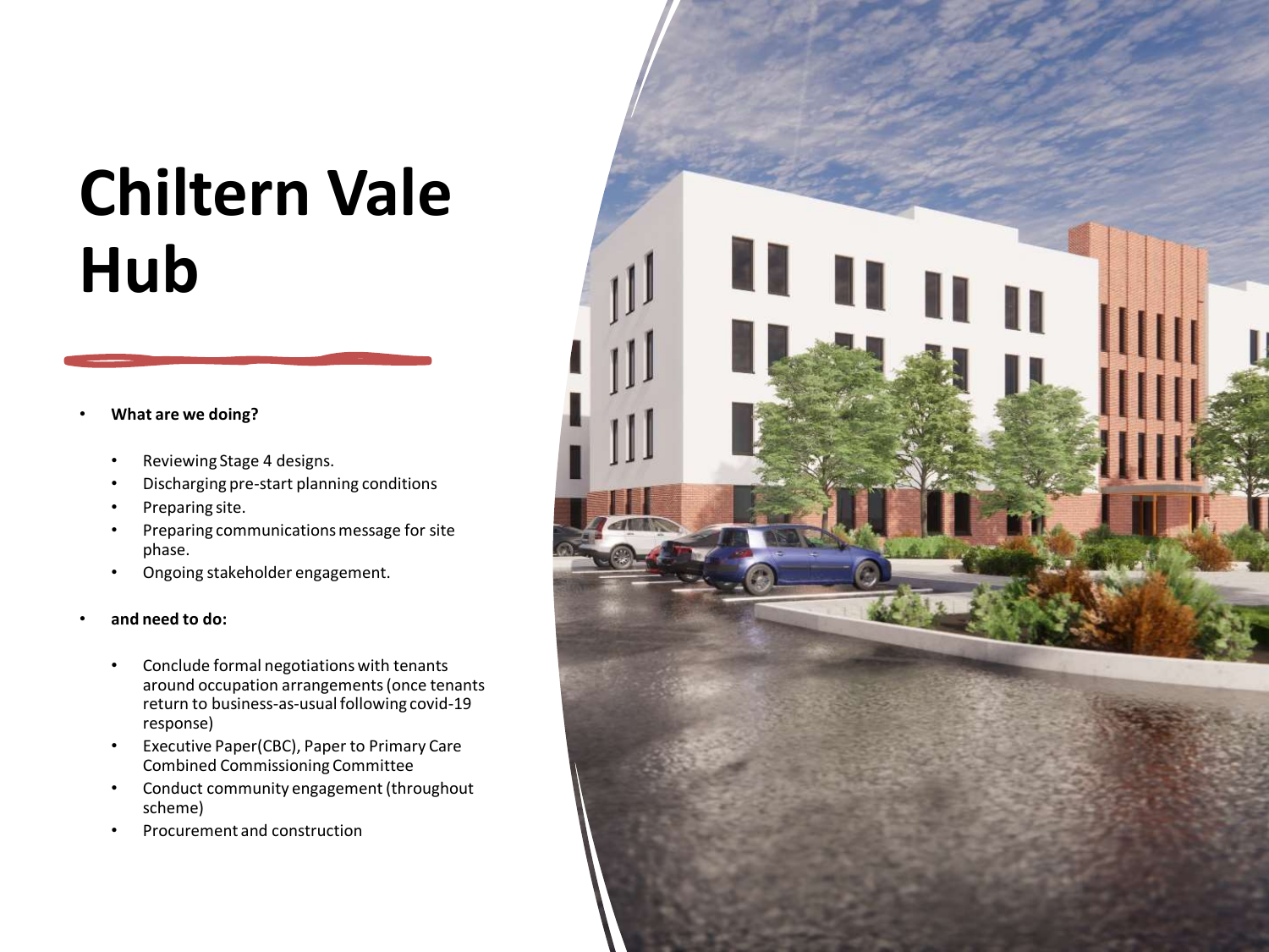# Chiltern Vale Hub

- **What are we doing?**
  - Reviewing Stage 4 designs.
  - Discharging pre-start planning conditions
  - Preparing site.
  - Preparing communications message for site phase.
  - Ongoing stakeholder engagement.
- **and need to do:**
  - Conclude formal negotiations with tenants around occupation arrangements (once tenants return to business-as-usual following covid-19 response)
  - Executive Paper(CBC), Paper to Primary Care Combined Commissioning Committee
  - Conduct community engagement (throughout scheme)
  - Procurement and construction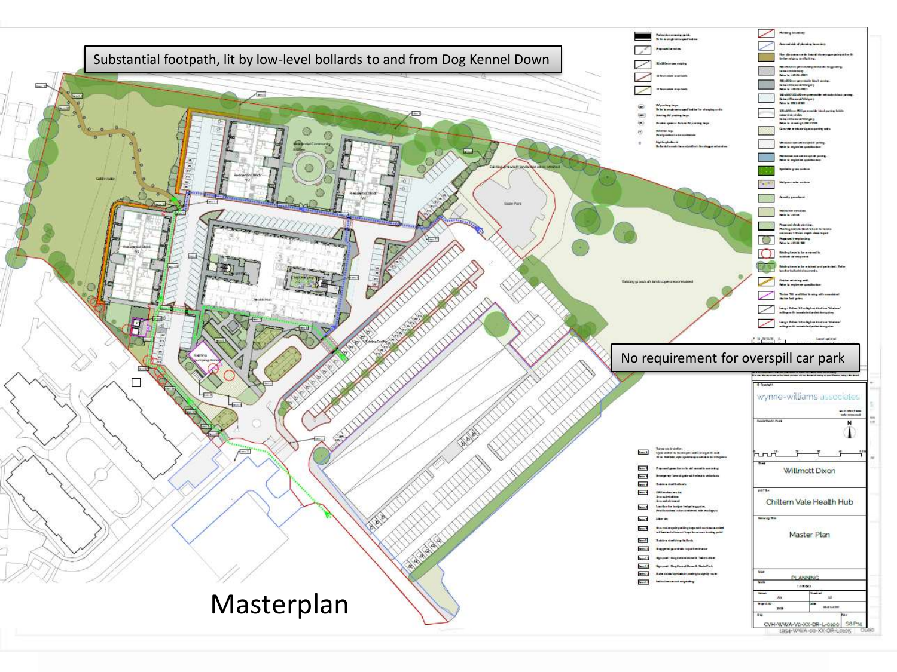# Masterplan

Substantial footpath, lit by low-level bollards to and from Dog Kennel Down

No requirement for overspill car park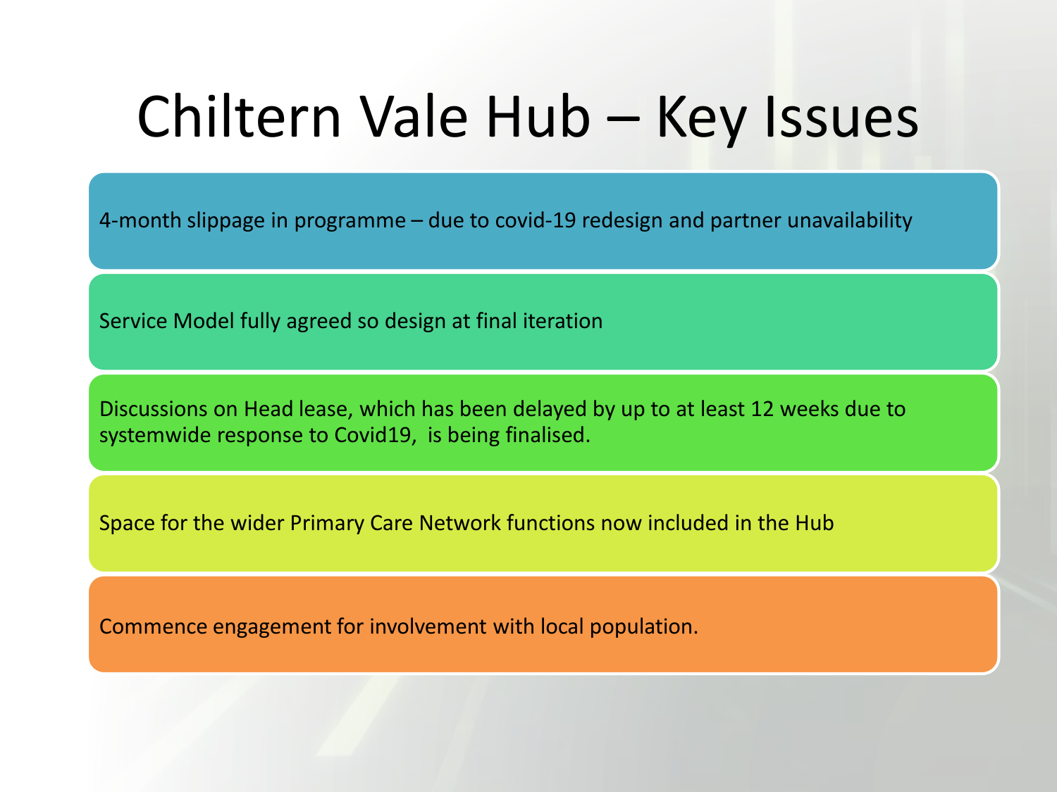# Chiltern Vale Hub – Key Issues

- 4-month slippage in programme – due to covid-19 redesign and partner unavailability
- Service Model fully agreed so design at final iteration
- Discussions on Head lease, which has been delayed by up to at least 12 weeks due to systemwide response to Covid19, is being finalised.
- Space for the wider Primary Care Network functions now included in the Hub
- Commence engagement for involvement with local population.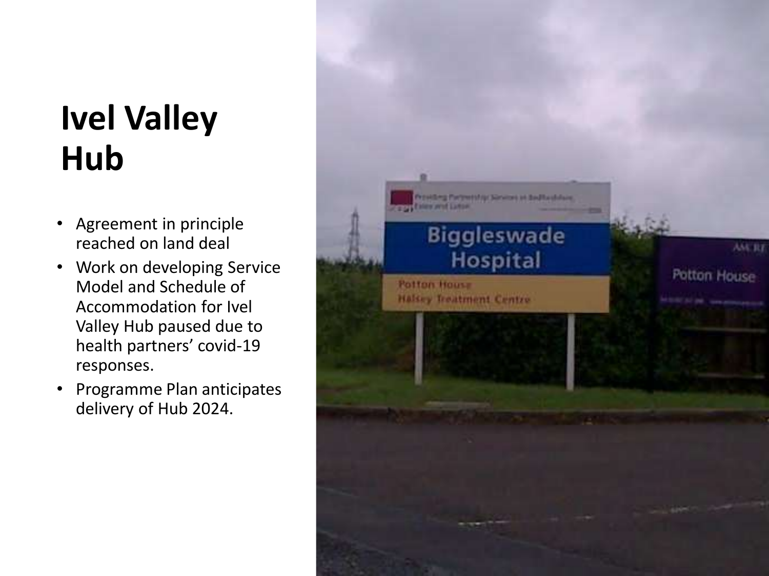# Ivel Valley Hub

- Agreement in principle reached on land deal
- Work on developing Service Model and Schedule of Accommodation for Ivel Valley Hub paused due to health partners' covid-19 responses.
- Programme Plan anticipates delivery of Hub 2024.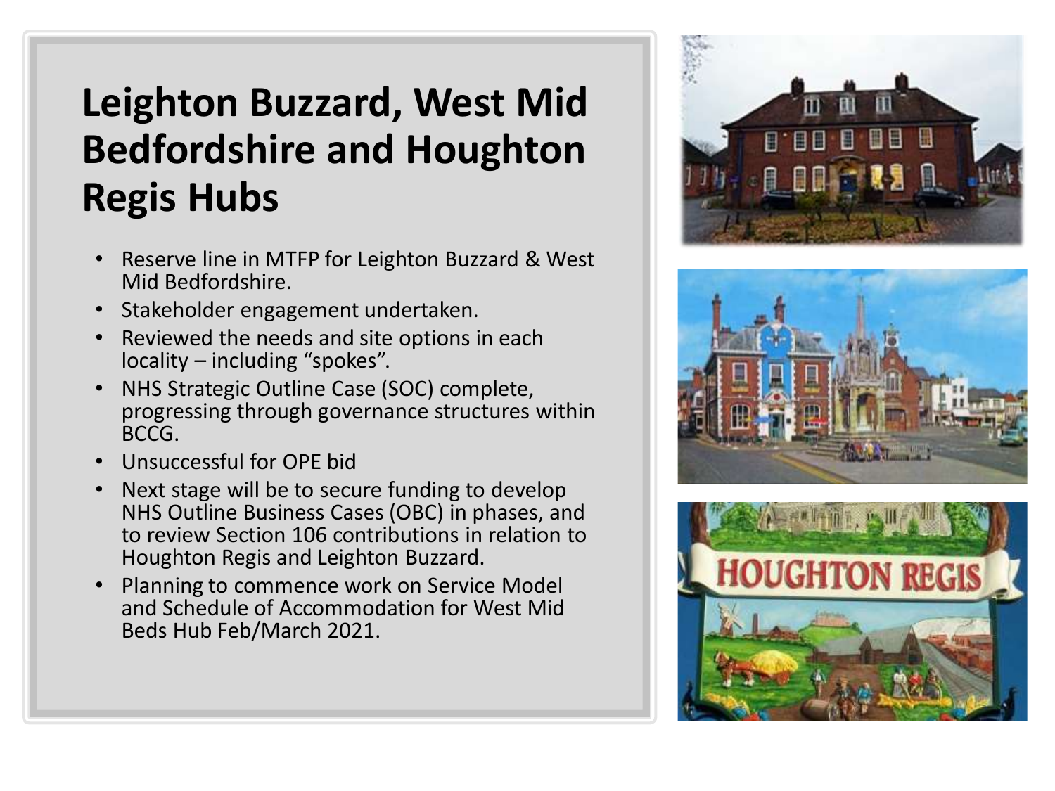# Leighton Buzzard, West Mid Bedfordshire and Houghton Regis Hubs

- Reserve line in MTFP for Leighton Buzzard & West Mid Bedfordshire.
- Stakeholder engagement undertaken.
- Reviewed the needs and site options in each locality – including "spokes".
- NHS Strategic Outline Case (SOC) complete, progressing through governance structures within BCCG.
- Unsuccessful for OPE bid
- Next stage will be to secure funding to develop NHS Outline Business Cases (OBC) in phases, and to review Section 106 contributions in relation to Houghton Regis and Leighton Buzzard.
- Planning to commence work on Service Model and Schedule of Accommodation for West Mid Beds Hub Feb/March 2021.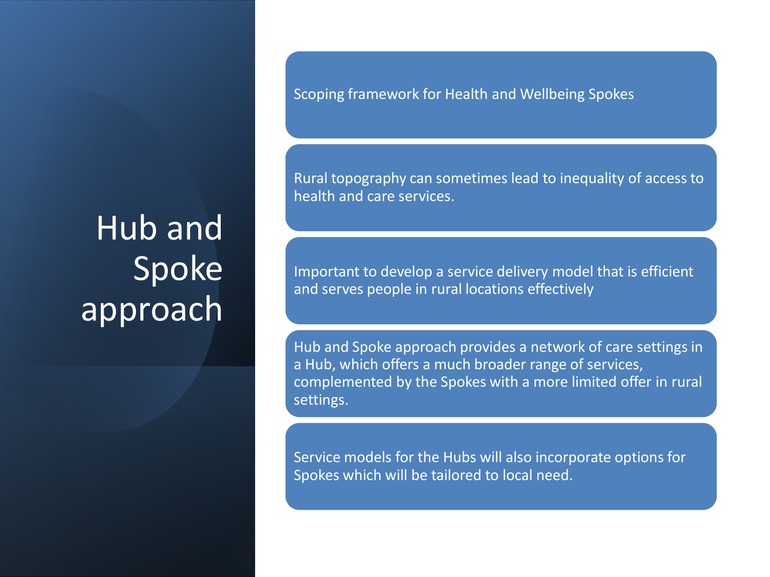# Hub and Spoke approach

- Scoping framework for Health and Wellbeing Spokes
- Rural topography can sometimes lead to inequality of access to health and care services.
- Important to develop a service delivery model that is efficient and serves people in rural locations effectively
- Hub and Spoke approach provides a network of care settings in a Hub, which offers a much broader range of services, complemented by the Spokes with a more limited offer in rural settings.
- Service models for the Hubs will also incorporate options for Spokes which will be tailored to local need.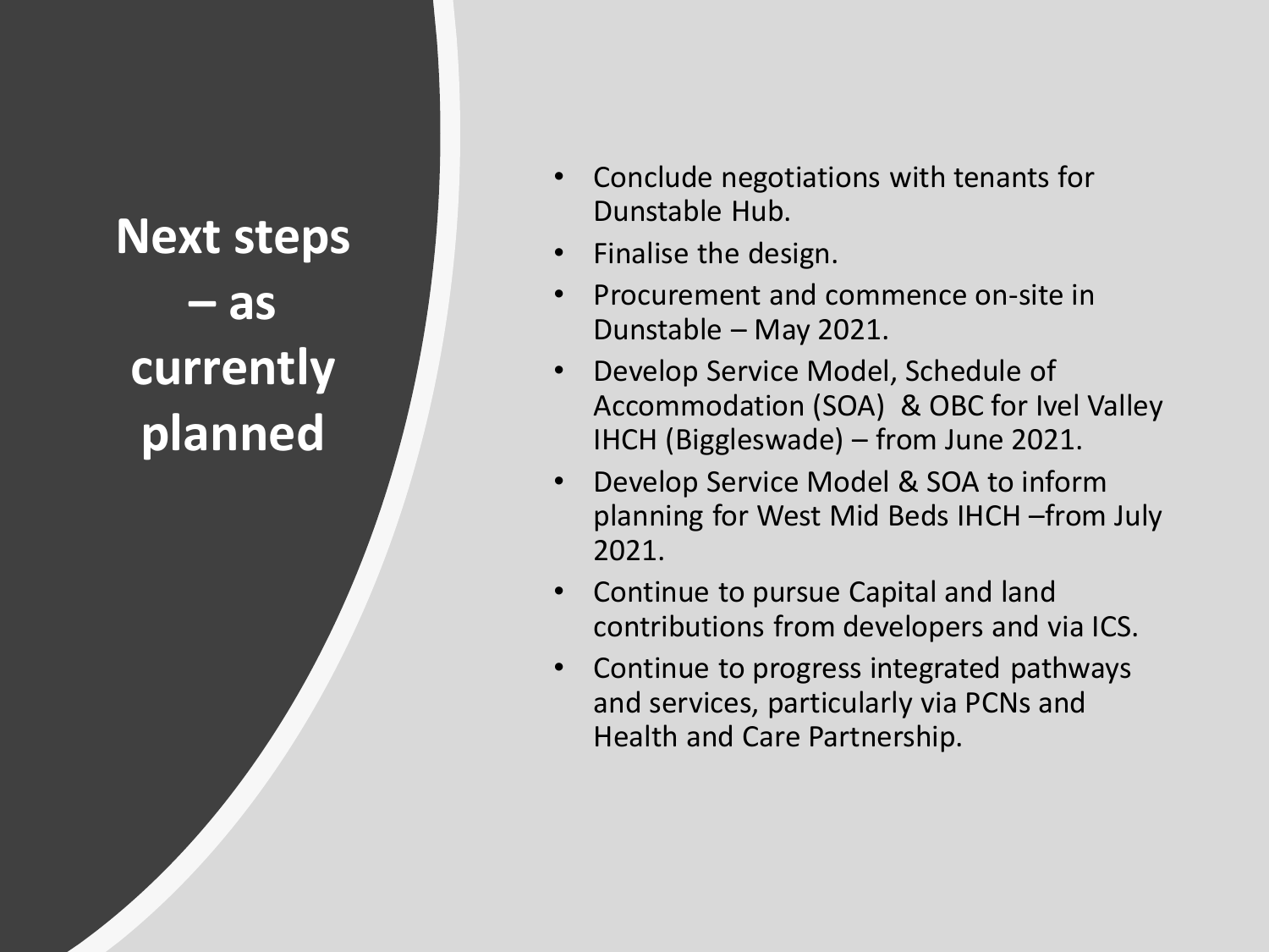# Next steps – as currently planned

- Conclude negotiations with tenants for Dunstable Hub.
- Finalise the design.
- Procurement and commence on-site in Dunstable – May 2021.
- Develop Service Model, Schedule of Accommodation (SOA) & OBC for Ivel Valley IHCH (Biggleswade) – from June 2021.
- Develop Service Model & SOA to inform planning for West Mid Beds IHCH –from July 2021.
- Continue to pursue Capital and land contributions from developers and via ICS.
- Continue to progress integrated pathways and services, particularly via PCNs and Health and Care Partnership.